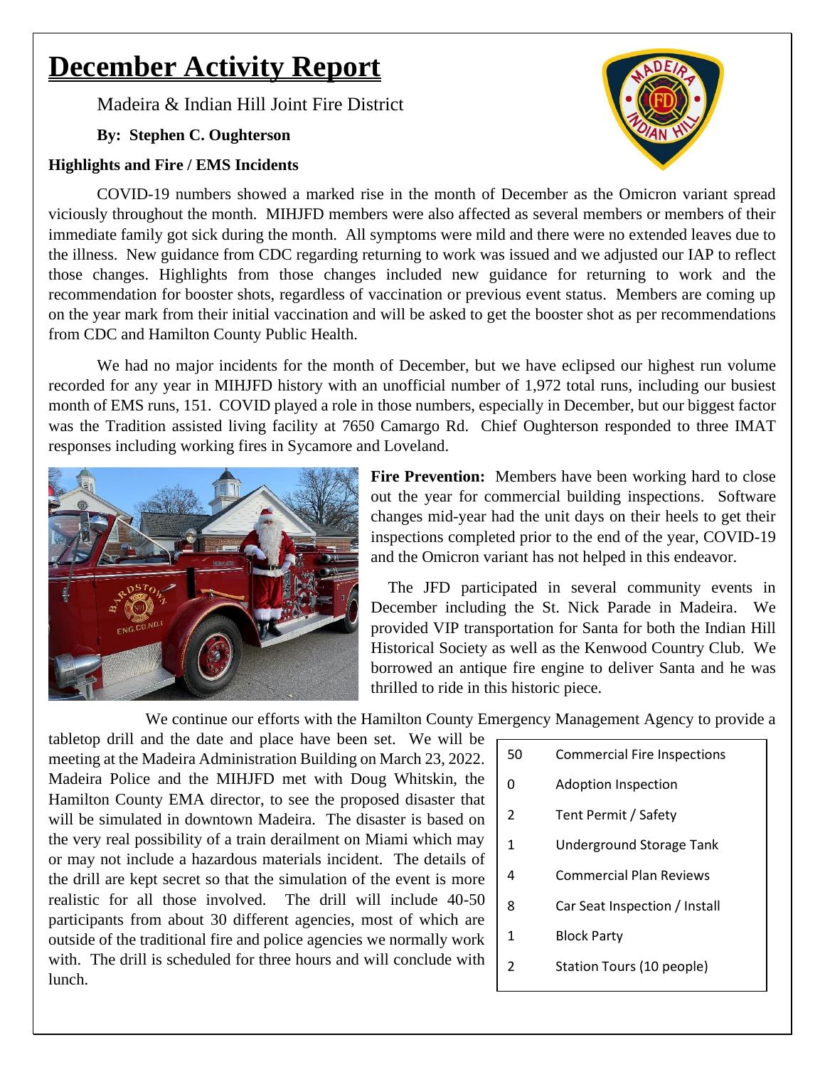# December Activity Report

Madeira & Indian Hill Joint Fire District

**By: Stephen C. Oughterson**

**Highlights and Fire / EMS Incidents**

COVID-19 numbers showed a marked rise in the month of December as the Omicron variant spread viciously throughout the month. MIHJFD members were also affected as several members or members of their immediate family got sick during the month. All symptoms were mild and there were no extended leaves due to the illness. New guidance from CDC regarding returning to work was issued and we adjusted our IAP to reflect those changes. Highlights from those changes included new guidance for returning to work and the recommendation for booster shots, regardless of vaccination or previous event status. Members are coming up on the year mark from their initial vaccination and will be asked to get the booster shot as per recommendations from CDC and Hamilton County Public Health.

We had no major incidents for the month of December, but we have eclipsed our highest run volume recorded for any year in MIHJFD history with an unofficial number of 1,972 total runs, including our busiest month of EMS runs, 151. COVID played a role in those numbers, especially in December, but our biggest factor was the Tradition assisted living facility at 7650 Camargo Rd. Chief Oughterson responded to three IMAT responses including working fires in Sycamore and Loveland.

**Fire Prevention:** Members have been working hard to close out the year for commercial building inspections. Software changes mid-year had the unit days on their heels to get their inspections completed prior to the end of the year, COVID-19 and the Omicron variant has not helped in this endeavor.

The JFD participated in several community events in December including the St. Nick Parade in Madeira. We provided VIP transportation for Santa for both the Indian Hill Historical Society as well as the Kenwood Country Club. We borrowed an antique fire engine to deliver Santa and he was thrilled to ride in this historic piece.

We continue our efforts with the Hamilton County Emergency Management Agency to provide a tabletop drill and the date and place have been set. We will be meeting at the Madeira Administration Building on March 23, 2022. Madeira Police and the MIHJFD met with Doug Whitskin, the Hamilton County EMA director, to see the proposed disaster that will be simulated in downtown Madeira. The disaster is based on the very real possibility of a train derailment on Miami which may or may not include a hazardous materials incident. The details of the drill are kept secret so that the simulation of the event is more realistic for all those involved. The drill will include 40-50 participants from about 30 different agencies, most of which are outside of the traditional fire and police agencies we normally work with. The drill is scheduled for three hours and will conclude with lunch.

| | |
|---|---|
| 50 | Commercial Fire Inspections |
| 0 | Adoption Inspection |
| 2 | Tent Permit / Safety |
| 1 | Underground Storage Tank |
| 4 | Commercial Plan Reviews |
| 8 | Car Seat Inspection / Install |
| 1 | Block Party |
| 2 | Station Tours (10 people) |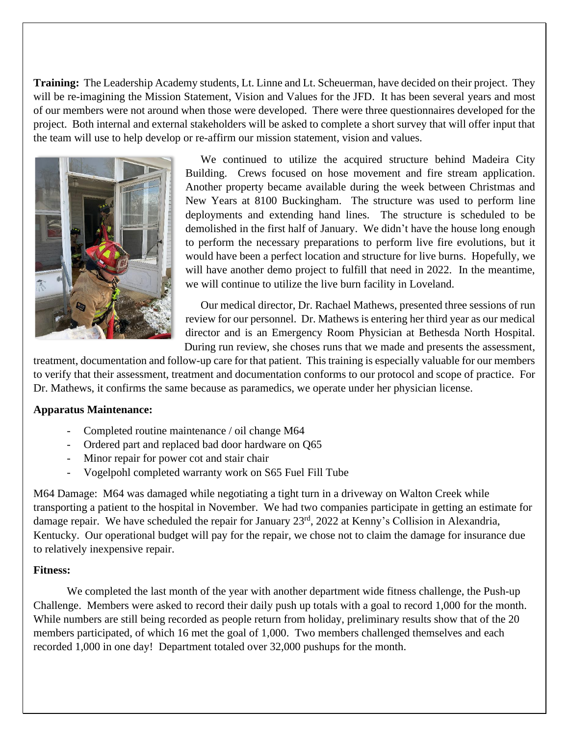**Training:** The Leadership Academy students, Lt. Linne and Lt. Scheuerman, have decided on their project. They will be re-imagining the Mission Statement, Vision and Values for the JFD. It has been several years and most of our members were not around when those were developed. There were three questionnaires developed for the project. Both internal and external stakeholders will be asked to complete a short survey that will offer input that the team will use to help develop or re-affirm our mission statement, vision and values.

We continued to utilize the acquired structure behind Madeira City Building. Crews focused on hose movement and fire stream application. Another property became available during the week between Christmas and New Years at 8100 Buckingham. The structure was used to perform line deployments and extending hand lines. The structure is scheduled to be demolished in the first half of January. We didn't have the house long enough to perform the necessary preparations to perform live fire evolutions, but it would have been a perfect location and structure for live burns. Hopefully, we will have another demo project to fulfill that need in 2022. In the meantime, we will continue to utilize the live burn facility in Loveland.

Our medical director, Dr. Rachael Mathews, presented three sessions of run review for our personnel. Dr. Mathews is entering her third year as our medical director and is an Emergency Room Physician at Bethesda North Hospital. During run review, she choses runs that we made and presents the assessment, treatment, documentation and follow-up care for that patient. This training is especially valuable for our members to verify that their assessment, treatment and documentation conforms to our protocol and scope of practice. For Dr. Mathews, it confirms the same because as paramedics, we operate under her physician license.

**Apparatus Maintenance:**

- Completed routine maintenance / oil change M64
- Ordered part and replaced bad door hardware on Q65
- Minor repair for power cot and stair chair
- Vogelpohl completed warranty work on S65 Fuel Fill Tube

M64 Damage: M64 was damaged while negotiating a tight turn in a driveway on Walton Creek while transporting a patient to the hospital in November. We had two companies participate in getting an estimate for damage repair. We have scheduled the repair for January 23rd, 2022 at Kenny's Collision in Alexandria, Kentucky. Our operational budget will pay for the repair, we chose not to claim the damage for insurance due to relatively inexpensive repair.

**Fitness:**

We completed the last month of the year with another department wide fitness challenge, the Push-up Challenge. Members were asked to record their daily push up totals with a goal to record 1,000 for the month. While numbers are still being recorded as people return from holiday, preliminary results show that of the 20 members participated, of which 16 met the goal of 1,000. Two members challenged themselves and each recorded 1,000 in one day! Department totaled over 32,000 pushups for the month.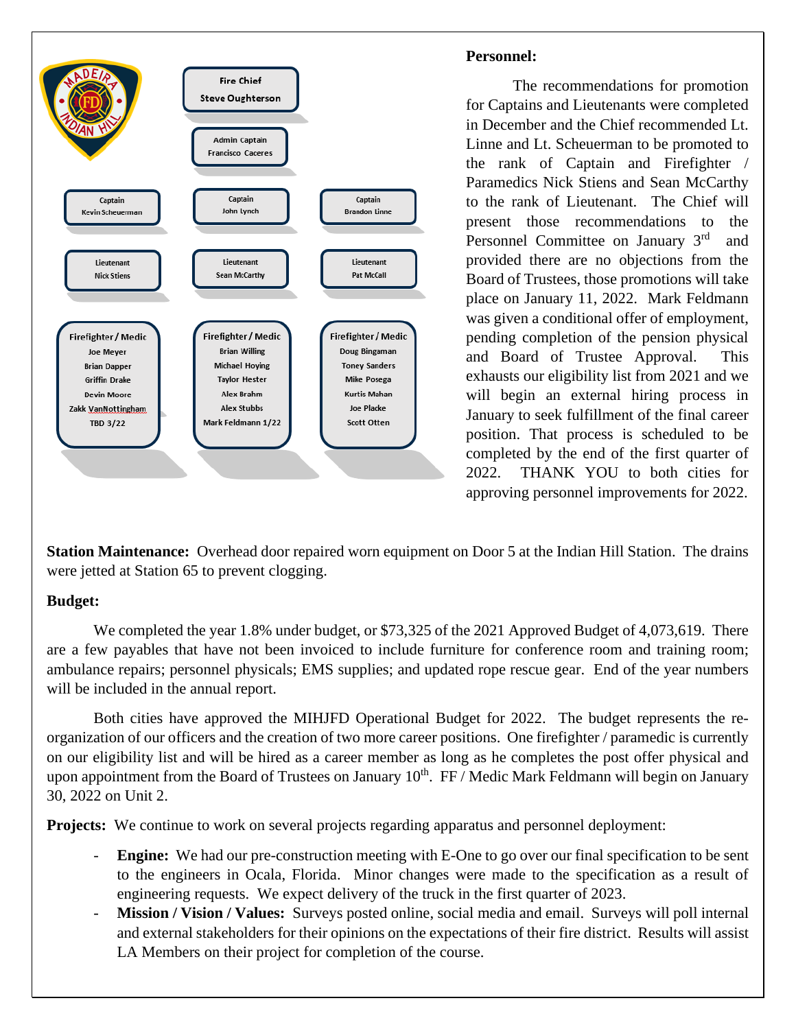Fire Chief
Steve Oughterson

Admin Captain
Francisco Caceres

| Captain Kevin Scheuerman | Captain John Lynch | Captain Brandon Linne |
|---|---|---|
| Lieutenant Nick Stiens | Lieutenant Sean McCarthy | Lieutenant Pat McCall |

| Firefighter / Medic | Firefighter / Medic | Firefighter / Medic |
|---|---|---|
| Joe Meyer | Brian Willing | Doug Bingaman |
| Brian Dapper | Michael Hoying | Toney Sanders |
| Griffin Drake | Taylor Hester | Mike Posega |
| Devin Moore | Alex Brahm | Kurtis Mahan |
| Zakk VanNottingham | Alex Stubbs | Joe Placke |
| TBD 3/22 | Mark Feldmann 1/22 | Scott Otten |

**Personnel:**

The recommendations for promotion for Captains and Lieutenants were completed in December and the Chief recommended Lt. Linne and Lt. Scheuerman to be promoted to the rank of Captain and Firefighter / Paramedics Nick Stiens and Sean McCarthy to the rank of Lieutenant. The Chief will present those recommendations to the Personnel Committee on January 3rd and provided there are no objections from the Board of Trustees, those promotions will take place on January 11, 2022. Mark Feldmann was given a conditional offer of employment, pending completion of the pension physical and Board of Trustee Approval. This exhausts our eligibility list from 2021 and we will begin an external hiring process in January to seek fulfillment of the final career position. That process is scheduled to be completed by the end of the first quarter of 2022. THANK YOU to both cities for approving personnel improvements for 2022.

**Station Maintenance:** Overhead door repaired worn equipment on Door 5 at the Indian Hill Station. The drains were jetted at Station 65 to prevent clogging.

**Budget:**

We completed the year 1.8% under budget, or $73,325 of the 2021 Approved Budget of 4,073,619. There are a few payables that have not been invoiced to include furniture for conference room and training room; ambulance repairs; personnel physicals; EMS supplies; and updated rope rescue gear. End of the year numbers will be included in the annual report.

Both cities have approved the MIHJFD Operational Budget for 2022. The budget represents the re-organization of our officers and the creation of two more career positions. One firefighter / paramedic is currently on our eligibility list and will be hired as a career member as long as he completes the post offer physical and upon appointment from the Board of Trustees on January 10th. FF / Medic Mark Feldmann will begin on January 30, 2022 on Unit 2.

**Projects:** We continue to work on several projects regarding apparatus and personnel deployment:

- **Engine:** We had our pre-construction meeting with E-One to go over our final specification to be sent to the engineers in Ocala, Florida. Minor changes were made to the specification as a result of engineering requests. We expect delivery of the truck in the first quarter of 2023.
- **Mission / Vision / Values:** Surveys posted online, social media and email. Surveys will poll internal and external stakeholders for their opinions on the expectations of their fire district. Results will assist LA Members on their project for completion of the course.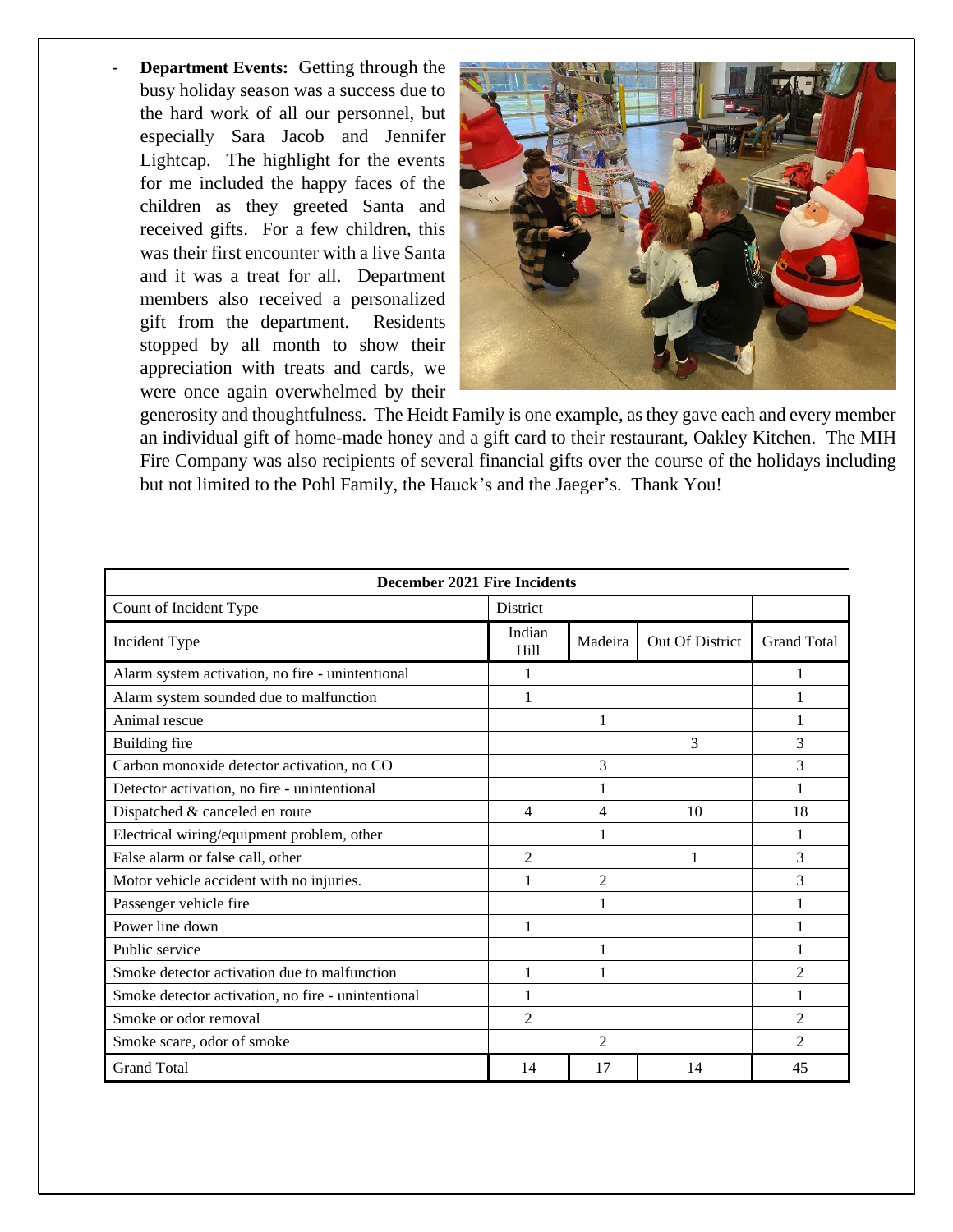- **Department Events:** Getting through the busy holiday season was a success due to the hard work of all our personnel, but especially Sara Jacob and Jennifer Lightcap. The highlight for the events for me included the happy faces of the children as they greeted Santa and received gifts. For a few children, this was their first encounter with a live Santa and it was a treat for all. Department members also received a personalized gift from the department. Residents stopped by all month to show their appreciation with treats and cards, we were once again overwhelmed by their generosity and thoughtfulness. The Heidt Family is one example, as they gave each and every member an individual gift of home-made honey and a gift card to their restaurant, Oakley Kitchen. The MIH Fire Company was also recipients of several financial gifts over the course of the holidays including but not limited to the Pohl Family, the Hauck's and the Jaeger's. Thank You!

| December 2021 Fire Incidents | | | | |
|---|---|---|---|---|
| Count of Incident Type | District | | | |
| Incident Type | Indian Hill | Madeira | Out Of District | Grand Total |
| Alarm system activation, no fire - unintentional | 1 | | | 1 |
| Alarm system sounded due to malfunction | 1 | | | 1 |
| Animal rescue | | 1 | | 1 |
| Building fire | | | 3 | 3 |
| Carbon monoxide detector activation, no CO | | 3 | | 3 |
| Detector activation, no fire - unintentional | | 1 | | 1 |
| Dispatched & canceled en route | 4 | 4 | 10 | 18 |
| Electrical wiring/equipment problem, other | | 1 | | 1 |
| False alarm or false call, other | 2 | | 1 | 3 |
| Motor vehicle accident with no injuries. | 1 | 2 | | 3 |
| Passenger vehicle fire | | 1 | | 1 |
| Power line down | 1 | | | 1 |
| Public service | | 1 | | 1 |
| Smoke detector activation due to malfunction | 1 | 1 | | 2 |
| Smoke detector activation, no fire - unintentional | 1 | | | 1 |
| Smoke or odor removal | 2 | | | 2 |
| Smoke scare, odor of smoke | | 2 | | 2 |
| Grand Total | 14 | 17 | 14 | 45 |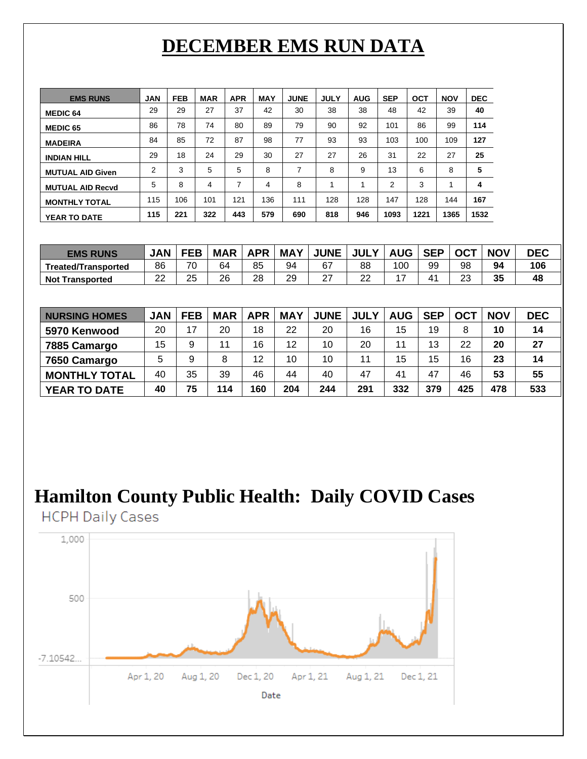# DECEMBER EMS RUN DATA

| EMS RUNS | JAN | FEB | MAR | APR | MAY | JUNE | JULY | AUG | SEP | OCT | NOV | DEC |
|---|---|---|---|---|---|---|---|---|---|---|---|---|
| MEDIC 64 | 29 | 29 | 27 | 37 | 42 | 30 | 38 | 38 | 48 | 42 | 39 | **40** |
| MEDIC 65 | 86 | 78 | 74 | 80 | 89 | 79 | 90 | 92 | 101 | 86 | 99 | **114** |
| MADEIRA | 84 | 85 | 72 | 87 | 98 | 77 | 93 | 93 | 103 | 100 | 109 | **127** |
| INDIAN HILL | 29 | 18 | 24 | 29 | 30 | 27 | 27 | 26 | 31 | 22 | 27 | **25** |
| MUTUAL AID Given | 2 | 3 | 5 | 5 | 8 | 7 | 8 | 9 | 13 | 6 | 8 | **5** |
| MUTUAL AID Recvd | 5 | 8 | 4 | 7 | 4 | 8 | 1 | 1 | 2 | 3 | 1 | **4** |
| MONTHLY TOTAL | 115 | 106 | 101 | 121 | 136 | 111 | 128 | 128 | 147 | 128 | 144 | **167** |
| YEAR TO DATE | **115** | **221** | **322** | **443** | **579** | **690** | **818** | **946** | **1093** | **1221** | **1365** | **1532** |

| EMS RUNS | JAN | FEB | MAR | APR | MAY | JUNE | JULY | AUG | SEP | OCT | NOV | DEC |
|---|---|---|---|---|---|---|---|---|---|---|---|---|
| Treated/Transported | 86 | 70 | 64 | 85 | 94 | 67 | 88 | 100 | 99 | 98 | **94** | **106** |
| Not Transported | 22 | 25 | 26 | 28 | 29 | 27 | 22 | 17 | 41 | 23 | **35** | **48** |

| NURSING HOMES | JAN | FEB | MAR | APR | MAY | JUNE | JULY | AUG | SEP | OCT | NOV | DEC |
|---|---|---|---|---|---|---|---|---|---|---|---|---|
| 5970 Kenwood | 20 | 17 | 20 | 18 | 22 | 20 | 16 | 15 | 19 | 8 | **10** | **14** |
| 7885 Camargo | 15 | 9 | 11 | 16 | 12 | 10 | 20 | 11 | 13 | 22 | **20** | **27** |
| 7650 Camargo | 5 | 9 | 8 | 12 | 10 | 10 | 11 | 15 | 15 | 16 | **23** | **14** |
| MONTHLY TOTAL | 40 | 35 | 39 | 46 | 44 | 40 | 47 | 41 | 47 | 46 | **53** | **55** |
| YEAR TO DATE | **40** | **75** | **114** | **160** | **204** | **244** | **291** | **332** | **379** | **425** | **478** | **533** |

# Hamilton County Public Health: Daily COVID Cases

HCPH Daily Cases